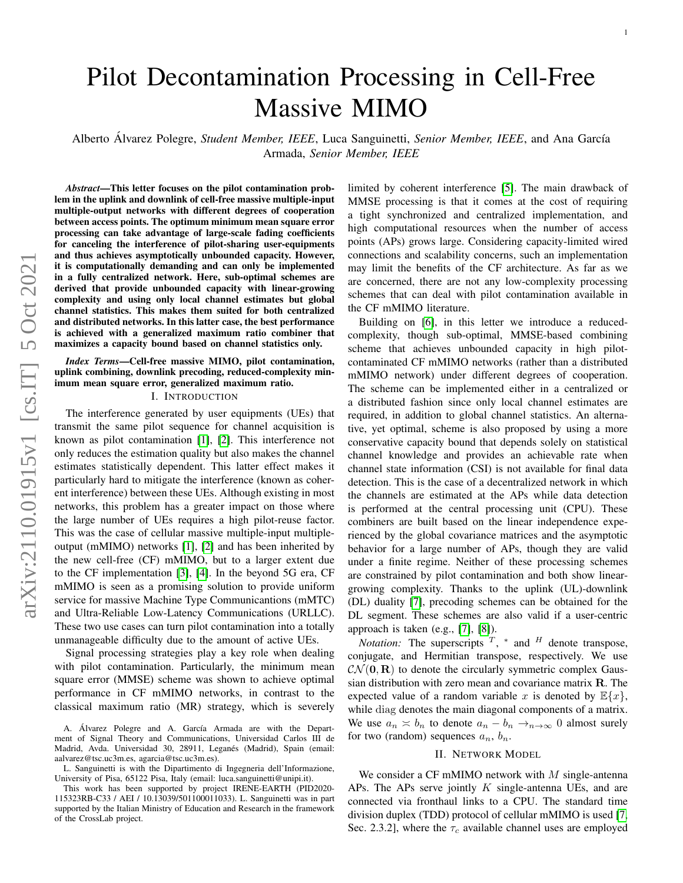# Pilot Decontamination Processing in Cell-Free Massive MIMO

Alberto Álvarez Polegre, *Student Member, IEEE*, Luca Sanguinetti, *Senior Member, IEEE*, and Ana García Armada, *Senior Member, IEEE*

***Abstract*—This letter focuses on the pilot contamination problem in the uplink and downlink of cell-free massive multiple-input multiple-output networks with different degrees of cooperation between access points. The optimum minimum mean square error processing can take advantage of large-scale fading coefficients for canceling the interference of pilot-sharing user-equipments and thus achieves asymptotically unbounded capacity. However, it is computationally demanding and can only be implemented in a fully centralized network. Here, sub-optimal schemes are derived that provide unbounded capacity with linear-growing complexity and using only local channel estimates but global channel statistics. This makes them suited for both centralized and distributed networks. In this latter case, the best performance is achieved with a generalized maximum ratio combiner that maximizes a capacity bound based on channel statistics only.**

***Index Terms*—Cell-free massive MIMO, pilot contamination, uplink combining, downlink precoding, reduced-complexity minimum mean square error, generalized maximum ratio.**

## I. Introduction

The interference generated by user equipments (UEs) that transmit the same pilot sequence for channel acquisition is known as pilot contamination [1], [2]. This interference not only reduces the estimation quality but also makes the channel estimates statistically dependent. This latter effect makes it particularly hard to mitigate the interference (known as coherent interference) between these UEs. Although existing in most networks, this problem has a greater impact on those where the large number of UEs requires a high pilot-reuse factor. This was the case of cellular massive multiple-input multiple-output (mMIMO) networks [1], [2] and has been inherited by the new cell-free (CF) mMIMO, but to a larger extent due to the CF implementation [3], [4]. In the beyond 5G era, CF mMIMO is seen as a promising solution to provide uniform service for massive Machine Type Communicantions (mMTC) and Ultra-Reliable Low-Latency Communications (URLLC). These two use cases can turn pilot contamination into a totally unmanageable difficulty due to the amount of active UEs.

Signal processing strategies play a key role when dealing with pilot contamination. Particularly, the minimum mean square error (MMSE) scheme was shown to achieve optimal performance in CF mMIMO networks, in contrast to the classical maximum ratio (MR) strategy, which is severely limited by coherent interference [5]. The main drawback of MMSE processing is that it comes at the cost of requiring a tight synchronized and centralized implementation, and high computational resources when the number of access points (APs) grows large. Considering capacity-limited wired connections and scalability concerns, such an implementation may limit the benefits of the CF architecture. As far as we are concerned, there are not any low-complexity processing schemes that can deal with pilot contamination available in the CF mMIMO literature.

Building on [6], in this letter we introduce a reduced-complexity, though sub-optimal, MMSE-based combining scheme that achieves unbounded capacity in high pilot-contaminated CF mMIMO networks (rather than a distributed mMIMO network) under different degrees of cooperation. The scheme can be implemented either in a centralized or a distributed fashion since only local channel estimates are required, in addition to global channel statistics. An alternative, yet optimal, scheme is also proposed by using a more conservative capacity bound that depends solely on statistical channel knowledge and provides an achievable rate when channel state information (CSI) is not available for final data detection. This is the case of a decentralized network in which the channels are estimated at the APs while data detection is performed at the central processing unit (CPU). These combiners are built based on the linear independence experienced by the global covariance matrices and the asymptotic behavior for a large number of APs, though they are valid under a finite regime. Neither of these processing schemes are constrained by pilot contamination and both show linear-growing complexity. Thanks to the uplink (UL)-downlink (DL) duality [7], precoding schemes can be obtained for the DL segment. These schemes are also valid if a user-centric approach is taken (e.g., [7], [8]).

*Notation:* The superscripts $^T$, $^*$ and $^H$ denote transpose, conjugate, and Hermitian transpose, respectively. We use $\mathcal{CN}(\mathbf{0}, \mathbf{R})$ to denote the circularly symmetric complex Gaussian distribution with zero mean and covariance matrix $\mathbf{R}$. The expected value of a random variable $x$ is denoted by $\mathbb{E}\{x\}$, while $\mathrm{diag}$ denotes the main diagonal components of a matrix. We use $a_n \asymp b_n$ to denote $a_n - b_n \rightarrow_{n\rightarrow\infty} 0$ almost surely for two (random) sequences $a_n$, $b_n$.

## II. Network Model

We consider a CF mMIMO network with $M$ single-antenna APs. The APs serve jointly $K$ single-antenna UEs, and are connected via fronthaul links to a CPU. The standard time division duplex (TDD) protocol of cellular mMIMO is used [7, Sec. 2.3.2], where the $\tau_c$ available channel uses are employed

A. Álvarez Polegre and A. García Armada are with the Department of Signal Theory and Communications, Universidad Carlos III de Madrid, Avda. Universidad 30, 28911, Leganés (Madrid), Spain (email: aalvarez@tsc.uc3m.es, agarcia@tsc.uc3m.es).

L. Sanguinetti is with the Dipartimento di Ingegneria dell'Informazione, University of Pisa, 65122 Pisa, Italy (email: luca.sanguinetti@unipi.it).

This work has been supported by project IRENE-EARTH (PID2020-115323RB-C33 / AEI / 10.13039/501100011033). L. Sanguinetti was in part supported by the Italian Ministry of Education and Research in the framework of the CrossLab project.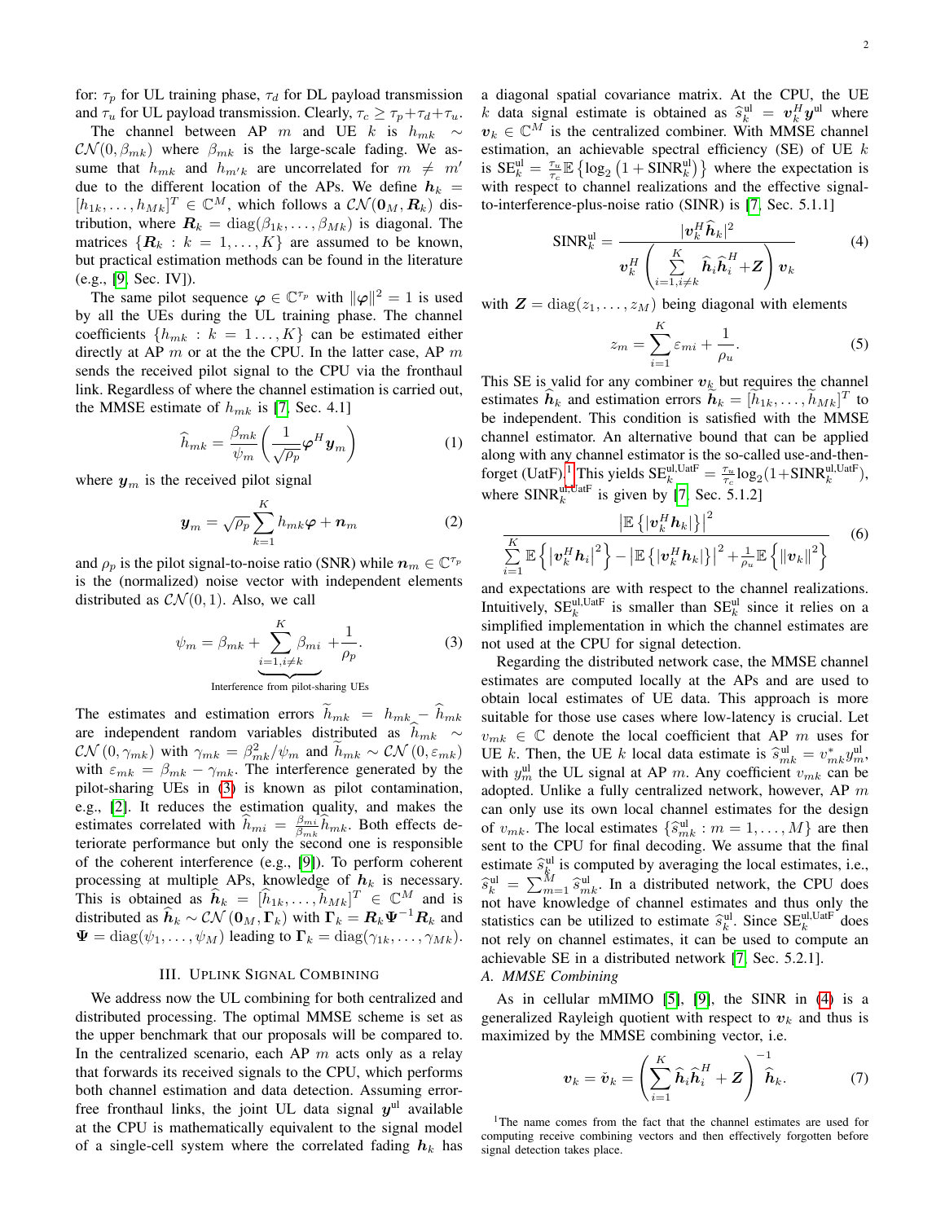for: $\tau_p$ for UL training phase, $\tau_d$ for DL payload transmission and $\tau_u$ for UL payload transmission. Clearly, $\tau_c \geq \tau_p+\tau_d+\tau_u$.

The channel between AP $m$ and UE $k$ is $h_{mk} \sim \mathcal{CN}(0, \beta_{mk})$ where $\beta_{mk}$ is the large-scale fading. We assume that $h_{mk}$ and $h_{m'k}$ are uncorrelated for $m \neq m'$ due to the different location of the APs. We define $\boldsymbol{h}_k = [h_{1k}, \ldots, h_{Mk}]^T \in \mathbb{C}^M$, which follows a $\mathcal{CN}(\mathbf{0}_M, \boldsymbol{R}_k)$ distribution, where $\boldsymbol{R}_k = \mathrm{diag}(\beta_{1k}, \ldots, \beta_{Mk})$ is diagonal. The matrices $\{\boldsymbol{R}_k : k = 1, \ldots, K\}$ are assumed to be known, but practical estimation methods can be found in the literature (e.g., [9, Sec. IV]).

The same pilot sequence $\boldsymbol{\varphi} \in \mathbb{C}^{\tau_p}$ with $\|\boldsymbol{\varphi}\|^2 = 1$ is used by all the UEs during the UL training phase. The channel coefficients $\{h_{mk} : k = 1 \ldots, K\}$ can be estimated either directly at AP $m$ or at the the CPU. In the latter case, AP $m$ sends the received pilot signal to the CPU via the fronthaul link. Regardless of where the channel estimation is carried out, the MMSE estimate of $h_{mk}$ is [7, Sec. 4.1]

$$\widehat{h}_{mk} = \frac{\beta_{mk}}{\psi_m}\left(\frac{1}{\sqrt{\rho_p}}\boldsymbol{\varphi}^H \boldsymbol{y}_m\right) \tag{1}$$

where $\boldsymbol{y}_m$ is the received pilot signal

$$\boldsymbol{y}_m = \sqrt{\rho_p}\sum_{k=1}^{K} h_{mk}\boldsymbol{\varphi} + \boldsymbol{n}_m \tag{2}$$

and $\rho_p$ is the pilot signal-to-noise ratio (SNR) while $\boldsymbol{n}_m \in \mathbb{C}^{\tau_p}$ is the (normalized) noise vector with independent elements distributed as $\mathcal{CN}(0, 1)$. Also, we call

$$\psi_m = \beta_{mk} + \underbrace{\sum_{i=1, i\neq k}^{K} \beta_{mi}}_{\text{Interference from pilot-sharing UEs}} + \frac{1}{\rho_p}. \tag{3}$$

The estimates and estimation errors $\widetilde{h}_{mk} = h_{mk} - \widehat{h}_{mk}$ are independent random variables distributed as $\widehat{h}_{mk} \sim \mathcal{CN}(0, \gamma_{mk})$ with $\gamma_{mk} = \beta_{mk}^2/\psi_m$ and $\widetilde{h}_{mk} \sim \mathcal{CN}(0, \varepsilon_{mk})$ with $\varepsilon_{mk} = \beta_{mk} - \gamma_{mk}$. The interference generated by the pilot-sharing UEs in (3) is known as pilot contamination, e.g., [2]. It reduces the estimation quality, and makes the estimates correlated with $\widehat{h}_{mi} = \frac{\beta_{mi}}{\beta_{mk}}\widehat{h}_{mk}$. Both effects deteriorate performance but only the second one is responsible of the coherent interference (e.g., [9]). To perform coherent processing at multiple APs, knowledge of $\boldsymbol{h}_k$ is necessary. This is obtained as $\widehat{\boldsymbol{h}}_k = [\widehat{h}_{1k}, \ldots, \widehat{h}_{Mk}]^T \in \mathbb{C}^M$ and is distributed as $\widehat{\boldsymbol{h}}_k \sim \mathcal{CN}(\mathbf{0}_M, \boldsymbol{\Gamma}_k)$ with $\boldsymbol{\Gamma}_k = \boldsymbol{R}_k\boldsymbol{\Psi}^{-1}\boldsymbol{R}_k$ and $\boldsymbol{\Psi} = \mathrm{diag}(\psi_1, \ldots, \psi_M)$ leading to $\boldsymbol{\Gamma}_k = \mathrm{diag}(\gamma_{1k}, \ldots, \gamma_{Mk})$.

## III. Uplink Signal Combining

We address now the UL combining for both centralized and distributed processing. The optimal MMSE scheme is set as the upper benchmark that our proposals will be compared to. In the centralized scenario, each AP $m$ acts only as a relay that forwards its received signals to the CPU, which performs both channel estimation and data detection. Assuming error-free fronthaul links, the joint UL data signal $\boldsymbol{y}^{\mathrm{ul}}$ available at the CPU is mathematically equivalent to the signal model of a single-cell system where the correlated fading $\boldsymbol{h}_k$ has a diagonal spatial covariance matrix. At the CPU, the UE $k$ data signal estimate is obtained as $\widehat{s}_k^{\mathrm{ul}} = \boldsymbol{v}_k^H\boldsymbol{y}^{\mathrm{ul}}$ where $\boldsymbol{v}_k \in \mathbb{C}^M$ is the centralized combiner. With MMSE channel estimation, an achievable spectral efficiency (SE) of UE $k$ is $\mathrm{SE}_k^{\mathrm{ul}} = \frac{\tau_u}{\tau_c}\mathbb{E}\left\{\log_2\left(1 + \mathrm{SINR}_k^{\mathrm{ul}}\right)\right\}$ where the expectation is with respect to channel realizations and the effective signal-to-interference-plus-noise ratio (SINR) is [7, Sec. 5.1.1]

$$\mathrm{SINR}_k^{\mathrm{ul}} = \frac{|\boldsymbol{v}_k^H\widehat{\boldsymbol{h}}_k|^2}{\boldsymbol{v}_k^H\left(\sum\limits_{i=1, i\neq k}^{K}\widehat{\boldsymbol{h}}_i\widehat{\boldsymbol{h}}_i^H + \boldsymbol{Z}\right)\boldsymbol{v}_k} \tag{4}$$

with $\boldsymbol{Z} = \mathrm{diag}(z_1, \ldots, z_M)$ being diagonal with elements

$$z_m = \sum_{i=1}^{K}\varepsilon_{mi} + \frac{1}{\rho_u}. \tag{5}$$

This SE is valid for any combiner $\boldsymbol{v}_k$ but requires the channel estimates $\widehat{\boldsymbol{h}}_k$ and estimation errors $\widetilde{\boldsymbol{h}}_k = [\widetilde{h}_{1k}, \ldots, \widetilde{h}_{Mk}]^T$ to be independent. This condition is satisfied with the MMSE channel estimator. An alternative bound that can be applied along with any channel estimator is the so-called use-and-then-forget (UatF).[1] This yields $\mathrm{SE}_k^{\mathrm{ul,UatF}} = \frac{\tau_u}{\tau_c}\log_2(1+\mathrm{SINR}_k^{\mathrm{ul,UatF}})$, where $\mathrm{SINR}_k^{\mathrm{ul,UatF}}$ is given by [7, Sec. 5.1.2]

$$\frac{\left|\mathbb{E}\left\{\boldsymbol{v}_k^H\boldsymbol{h}_k\right\}\right|^2}{\sum\limits_{i=1}^{K}\mathbb{E}\left\{\left|\boldsymbol{v}_k^H\boldsymbol{h}_i\right|^2\right\} - \left|\mathbb{E}\left\{\boldsymbol{v}_k^H\boldsymbol{h}_k\right\}\right|^2 + \frac{1}{\rho_u}\mathbb{E}\left\{\|\boldsymbol{v}_k\|^2\right\}} \tag{6}$$

and expectations are with respect to the channel realizations. Intuitively, $\mathrm{SE}_k^{\mathrm{ul,UatF}}$ is smaller than $\mathrm{SE}_k^{\mathrm{ul}}$ since it relies on a simplified implementation in which the channel estimates are not used at the CPU for signal detection.

Regarding the distributed network case, the MMSE channel estimates are computed locally at the APs and are used to obtain local estimates of UE data. This approach is more suitable for those use cases where low-latency is crucial. Let $v_{mk} \in \mathbb{C}$ denote the local coefficient that AP $m$ uses for UE $k$. Then, the UE $k$ local data estimate is $\widehat{s}_{mk}^{\mathrm{ul}} = v_{mk}^* y_m^{\mathrm{ul}}$, with $y_m^{\mathrm{ul}}$ the UL signal at AP $m$. Any coefficient $v_{mk}$ can be adopted. Unlike a fully centralized network, however, AP $m$ can only use its own local channel estimates for the design of $v_{mk}$. The local estimates $\{\widehat{s}_{mk}^{\mathrm{ul}} : m = 1, \ldots, M\}$ are then sent to the CPU for final decoding. We assume that the final estimate $\widehat{s}_k^{\mathrm{ul}}$ is computed by averaging the local estimates, i.e., $\widehat{s}_k^{\mathrm{ul}} = \sum_{m=1}^{M}\widehat{s}_{mk}^{\mathrm{ul}}$. In a distributed network, the CPU does not have knowledge of channel estimates and thus only the statistics can be utilized to estimate $\widehat{s}_k^{\mathrm{ul}}$. Since $\mathrm{SE}_k^{\mathrm{ul,UatF}}$ does not rely on channel estimates, it can be used to compute an achievable SE in a distributed network [7, Sec. 5.2.1].

### A. MMSE Combining

As in cellular mMIMO [5], [9], the SINR in (4) is a generalized Rayleigh quotient with respect to $\boldsymbol{v}_k$ and thus is maximized by the MMSE combining vector, i.e.

$$\boldsymbol{v}_k = \check{\boldsymbol{v}}_k = \left(\sum_{i=1}^{K}\widehat{\boldsymbol{h}}_i\widehat{\boldsymbol{h}}_i^H + \boldsymbol{Z}\right)^{-1}\widehat{\boldsymbol{h}}_k. \tag{7}$$

[1] The name comes from the fact that the channel estimates are used for computing receive combining vectors and then effectively forgotten before signal detection takes place.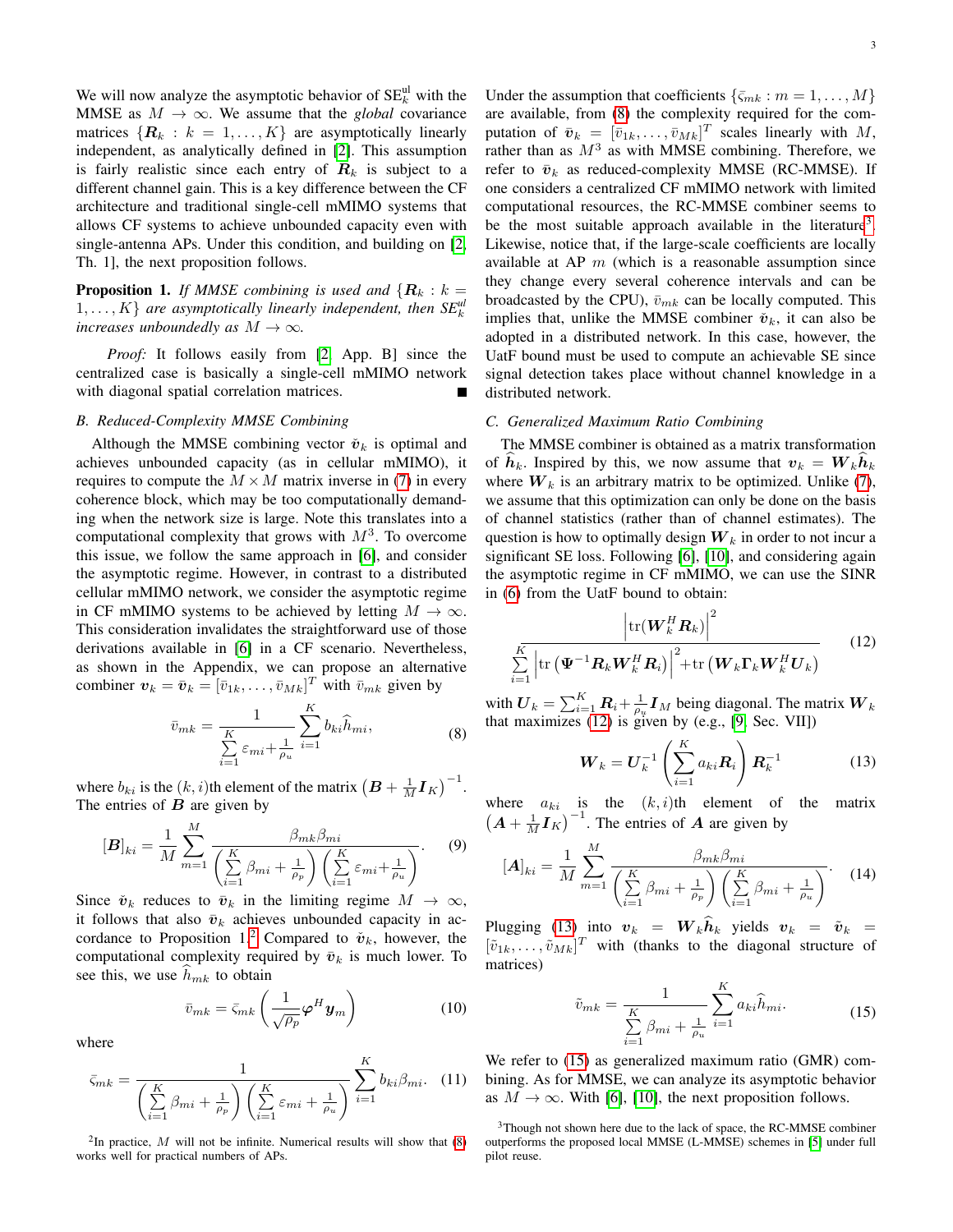We will now analyze the asymptotic behavior of $\text{SE}_k^{\text{ul}}$ with the MMSE as $M \to \infty$. We assume that the *global* covariance matrices $\{\boldsymbol{R}_k : k = 1, \ldots, K\}$ are asymptotically linearly independent, as analytically defined in [2]. This assumption is fairly realistic since each entry of $\boldsymbol{R}_k$ is subject to a different channel gain. This is a key difference between the CF architecture and traditional single-cell mMIMO systems that allows CF systems to achieve unbounded capacity even with single-antenna APs. Under this condition, and building on [2, Th. 1], the next proposition follows.

**Proposition 1.** *If MMSE combining is used and $\{\boldsymbol{R}_k : k = 1, \ldots, K\}$ are asymptotically linearly independent, then $\text{SE}_k^{ul}$ increases unboundedly as $M \to \infty$.*

*Proof:* It follows easily from [2, App. B] since the centralized case is basically a single-cell mMIMO network with diagonal spatial correlation matrices. ∎

### B. Reduced-Complexity MMSE Combining

Although the MMSE combining vector $\check{\boldsymbol{v}}_k$ is optimal and achieves unbounded capacity (as in cellular mMIMO), it requires to compute the $M \times M$ matrix inverse in (7) in every coherence block, which may be too computationally demanding when the network size is large. Note this translates into a computational complexity that grows with $M^3$. To overcome this issue, we follow the same approach in [6], and consider the asymptotic regime. However, in contrast to a distributed cellular mMIMO network, we consider the asymptotic regime in CF mMIMO systems to be achieved by letting $M \to \infty$. This consideration invalidates the straightforward use of those derivations available in [6] in a CF scenario. Nevertheless, as shown in the Appendix, we can propose an alternative combiner $\boldsymbol{v}_k = \bar{\boldsymbol{v}}_k = [\bar{v}_{1k}, \ldots, \bar{v}_{Mk}]^T$ with $\bar{v}_{mk}$ given by

$$\bar{v}_{mk} = \frac{1}{\sum\limits_{i=1}^{K} \varepsilon_{mi} + \frac{1}{\rho_u}} \sum_{i=1}^{K} b_{ki} \widehat{h}_{mi}, \tag{8}$$

where $b_{ki}$ is the $(k,i)$th element of the matrix $\left(\boldsymbol{B} + \frac{1}{M}\boldsymbol{I}_K\right)^{-1}$. The entries of $\boldsymbol{B}$ are given by

$$[\boldsymbol{B}]_{ki} = \frac{1}{M} \sum_{m=1}^{M} \frac{\beta_{mk}\beta_{mi}}{\left(\sum\limits_{i=1}^{K} \beta_{mi} + \frac{1}{\rho_p}\right)\left(\sum\limits_{i=1}^{K} \varepsilon_{mi} + \frac{1}{\rho_u}\right)}. \tag{9}$$

Since $\check{\boldsymbol{v}}_k$ reduces to $\bar{\boldsymbol{v}}_k$ in the limiting regime $M \to \infty$, it follows that also $\bar{\boldsymbol{v}}_k$ achieves unbounded capacity in accordance to Proposition 1.[2] Compared to $\check{\boldsymbol{v}}_k$, however, the computational complexity required by $\bar{\boldsymbol{v}}_k$ is much lower. To see this, we use $\widehat{h}_{mk}$ to obtain

$$\bar{v}_{mk} = \bar{\varsigma}_{mk}\left(\frac{1}{\sqrt{\rho_p}} \boldsymbol{\varphi}^H \boldsymbol{y}_m\right) \tag{10}$$

where

$$\bar{\varsigma}_{mk} = \frac{1}{\left(\sum\limits_{i=1}^{K} \beta_{mi} + \frac{1}{\rho_p}\right)\left(\sum\limits_{i=1}^{K} \varepsilon_{mi} + \frac{1}{\rho_u}\right)} \sum_{i=1}^{K} b_{ki}\beta_{mi}. \tag{11}$$

[2] In practice, $M$ will not be infinite. Numerical results will show that (8) works well for practical numbers of APs.

Under the assumption that coefficients $\{\bar{\varsigma}_{mk} : m = 1, \ldots, M\}$ are available, from (8) the complexity required for the computation of $\bar{\boldsymbol{v}}_k = [\bar{v}_{1k}, \ldots, \bar{v}_{Mk}]^T$ scales linearly with $M$, rather than as $M^3$ as with MMSE combining. Therefore, we refer to $\bar{\boldsymbol{v}}_k$ as reduced-complexity MMSE (RC-MMSE). If one considers a centralized CF mMIMO network with limited computational resources, the RC-MMSE combiner seems to be the most suitable approach available in the literature[3]. Likewise, notice that, if the large-scale coefficients are locally available at AP $m$ (which is a reasonable assumption since they change every several coherence intervals and can be broadcasted by the CPU), $\bar{v}_{mk}$ can be locally computed. This implies that, unlike the MMSE combiner $\check{\boldsymbol{v}}_k$, it can also be adopted in a distributed network. In this case, however, the UatF bound must be used to compute an achievable SE since signal detection takes place without channel knowledge in a distributed network.

### C. Generalized Maximum Ratio Combining

The MMSE combiner is obtained as a matrix transformation of $\widehat{\boldsymbol{h}}_k$. Inspired by this, we now assume that $\boldsymbol{v}_k = \boldsymbol{W}_k \widehat{\boldsymbol{h}}_k$ where $\boldsymbol{W}_k$ is an arbitrary matrix to be optimized. Unlike (7), we assume that this optimization can only be done on the basis of channel statistics (rather than of channel estimates). The question is how to optimally design $\boldsymbol{W}_k$ in order to not incur a significant SE loss. Following [6], [10], and considering again the asymptotic regime in CF mMIMO, we can use the SINR in (6) from the UatF bound to obtain:

$$\frac{\left|\text{tr}(\boldsymbol{W}_k^H \boldsymbol{R}_k)\right|^2}{\sum\limits_{i=1}^{K} \left|\text{tr}\left(\boldsymbol{\Psi}^{-1} \boldsymbol{R}_k \boldsymbol{W}_k^H \boldsymbol{R}_i\right)\right|^2 + \text{tr}\left(\boldsymbol{W}_k \boldsymbol{\Gamma}_k \boldsymbol{W}_k^H \boldsymbol{U}_k\right)} \tag{12}$$

with $\boldsymbol{U}_k = \sum_{i=1}^{K} \boldsymbol{R}_i + \frac{1}{\rho_u}\boldsymbol{I}_M$ being diagonal. The matrix $\boldsymbol{W}_k$ that maximizes (12) is given by (e.g., [9, Sec. VII])

$$\boldsymbol{W}_k = \boldsymbol{U}_k^{-1}\left(\sum_{i=1}^{K} a_{ki}\boldsymbol{R}_i\right)\boldsymbol{R}_k^{-1} \tag{13}$$

where $a_{ki}$ is the $(k,i)$th element of the matrix $\left(\boldsymbol{A} + \frac{1}{M}\boldsymbol{I}_K\right)^{-1}$. The entries of $\boldsymbol{A}$ are given by

$$[\boldsymbol{A}]_{ki} = \frac{1}{M} \sum_{m=1}^{M} \frac{\beta_{mk}\beta_{mi}}{\left(\sum\limits_{i=1}^{K} \beta_{mi} + \frac{1}{\rho_p}\right)\left(\sum\limits_{i=1}^{K} \beta_{mi} + \frac{1}{\rho_u}\right)}. \tag{14}$$

Plugging (13) into $\boldsymbol{v}_k = \boldsymbol{W}_k \widehat{\boldsymbol{h}}_k$ yields $\boldsymbol{v}_k = \tilde{\boldsymbol{v}}_k = [\tilde{v}_{1k}, \ldots, \tilde{v}_{Mk}]^T$ with (thanks to the diagonal structure of matrices)

$$\tilde{v}_{mk} = \frac{1}{\sum\limits_{i=1}^{K} \beta_{mi} + \frac{1}{\rho_u}} \sum_{i=1}^{K} a_{ki}\widehat{h}_{mi}. \tag{15}$$

We refer to (15) as generalized maximum ratio (GMR) combining. As for MMSE, we can analyze its asymptotic behavior as $M \to \infty$. With [6], [10], the next proposition follows.

[3] Though not shown here due to the lack of space, the RC-MMSE combiner outperforms the proposed local MMSE (L-MMSE) schemes in [5] under full pilot reuse.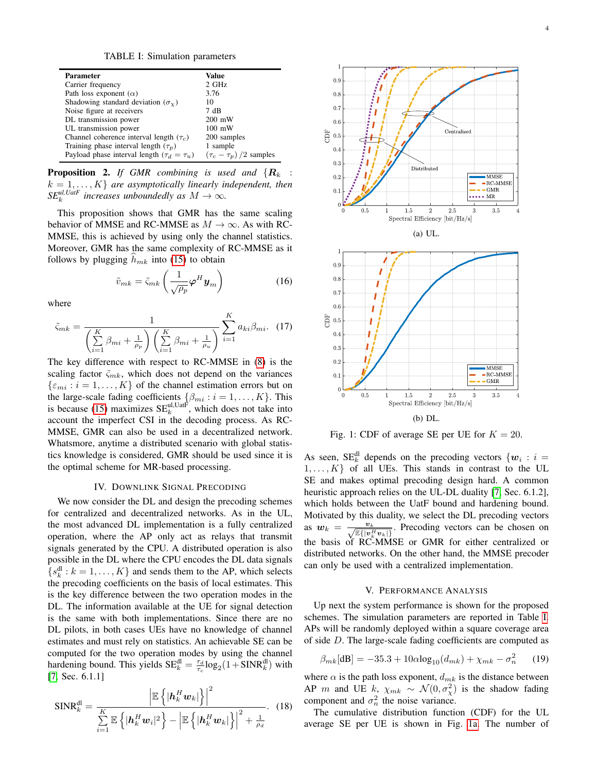TABLE I: Simulation parameters

| Parameter | Value |
|---|---|
| Carrier frequency | 2 GHz |
| Path loss exponent ($\alpha$) | 3.76 |
| Shadowing standard deviation ($\sigma_\chi$) | 10 |
| Noise figure at receivers | 7 dB |
| DL transmission power | 200 mW |
| UL transmission power | 100 mW |
| Channel coherence interval length ($\tau_c$) | 200 samples |
| Training phase interval length ($\tau_p$) | 1 sample |
| Payload phase interval length ($\tau_d = \tau_u$) | $(\tau_c - \tau_p)/2$ samples |

**Proposition 2.** *If GMR combining is used and $\{\boldsymbol{R}_k : k = 1, \ldots, K\}$ are asymptotically linearly independent, then $\mathsf{SE}_k^{\text{ul,UatF}}$ increases unboundedly as $M \to \infty$.*

This proposition shows that GMR has the same scaling behavior of MMSE and RC-MMSE as $M \to \infty$. As with RC-MMSE, this is achieved by using only the channel statistics. Moreover, GMR has the same complexity of RC-MMSE as it follows by plugging $\widehat{h}_{mk}$ into (15) to obtain

$$\tilde{v}_{mk} = \tilde{\varsigma}_{mk}\left(\frac{1}{\sqrt{\rho_p}}\boldsymbol{\varphi}^H \boldsymbol{y}_m\right) \tag{16}$$

where

$$\tilde{\varsigma}_{mk} = \frac{1}{\left(\sum\limits_{i=1}^{K}\beta_{mi} + \frac{1}{\rho_p}\right)\left(\sum\limits_{i=1}^{K}\beta_{mi} + \frac{1}{\rho_u}\right)}\sum_{i=1}^{K} a_{ki}\beta_{mi}. \tag{17}$$

The key difference with respect to RC-MMSE in (8) is the scaling factor $\tilde{\varsigma}_{mk}$, which does not depend on the variances $\{\varepsilon_{mi} : i = 1, \ldots, K\}$ of the channel estimation errors but on the large-scale fading coefficients $\{\beta_{mi} : i = 1, \ldots, K\}$. This is because (15) maximizes $\mathsf{SE}_k^{\text{ul,UatF}}$, which does not take into account the imperfect CSI in the decoding process. As RC-MMSE, GMR can also be used in a decentralized network. Whatsmore, anytime a distributed scenario with global statistics knowledge is considered, GMR should be used since it is the optimal scheme for MR-based processing.

## IV. Downlink Signal Precoding

We now consider the DL and design the precoding schemes for centralized and decentralized networks. As in the UL, the most advanced DL implementation is a fully centralized operation, where the AP only act as relays that transmit signals generated by the CPU. A distributed operation is also possible in the DL where the CPU encodes the DL data signals $\{s_k^{\text{dl}} : k = 1, \ldots, K\}$ and sends them to the AP, which selects the precoding coefficients on the basis of local estimates. This is the key difference between the two operation modes in the DL. The information available at the UE for signal detection is the same with both implementations. Since there are no DL pilots, in both cases UEs have no knowledge of channel estimates and must rely on statistics. An achievable SE can be computed for the two operation modes by using the channel hardening bound. This yields $\mathsf{SE}_k^{\text{dl}} = \frac{\tau_d}{\tau_c}\log_2(1 + \mathsf{SINR}_k^{\text{dl}})$ with [7, Sec. 6.1.1]

$$\mathsf{SINR}_k^{\text{dl}} = \frac{\left|\mathbb{E}\left\{|\boldsymbol{h}_k^H \boldsymbol{w}_k|\right\}\right|^2}{\sum\limits_{i=1}^{K}\mathbb{E}\left\{|\boldsymbol{h}_k^H \boldsymbol{w}_i|^2\right\} - \left|\mathbb{E}\left\{|\boldsymbol{h}_k^H \boldsymbol{w}_k|\right\}\right|^2 + \frac{1}{\rho_d}}. \tag{18}$$

(a) UL.

(b) DL.

Fig. 1: CDF of average SE per UE for $K = 20$.

As seen, $\mathsf{SE}_k^{\text{dl}}$ depends on the precoding vectors $\{\boldsymbol{w}_i : i = 1, \ldots, K\}$ of all UEs. This stands in contrast to the UL SE and makes optimal precoding design hard. A common heuristic approach relies on the UL-DL duality [7, Sec. 6.1.2], which holds between the UatF bound and hardening bound. Motivated by this duality, we select the DL precoding vectors as $\boldsymbol{w}_k = \frac{\boldsymbol{v}_k}{\sqrt{\mathbb{E}\{|\boldsymbol{v}_k^H \boldsymbol{v}_k|\}}}$. Precoding vectors can be chosen on the basis of RC-MMSE or GMR for either centralized or distributed networks. On the other hand, the MMSE precoder can only be used with a centralized implementation.

## V. Performance Analysis

Up next the system performance is shown for the proposed schemes. The simulation parameters are reported in Table I. APs will be randomly deployed within a square coverage area of side $D$. The large-scale fading coefficients are computed as

$$\beta_{mk}[\text{dB}] = -35.3 + 10\alpha\log_{10}(d_{mk}) + \chi_{mk} - \sigma_n^2 \tag{19}$$

where $\alpha$ is the path loss exponent, $d_{mk}$ is the distance between AP $m$ and UE $k$, $\chi_{mk} \sim \mathcal{N}(0, \sigma_\chi^2)$ is the shadow fading component and $\sigma_n^2$ the noise variance.

The cumulative distribution function (CDF) for the UL average SE per UE is shown in Fig. 1a. The number of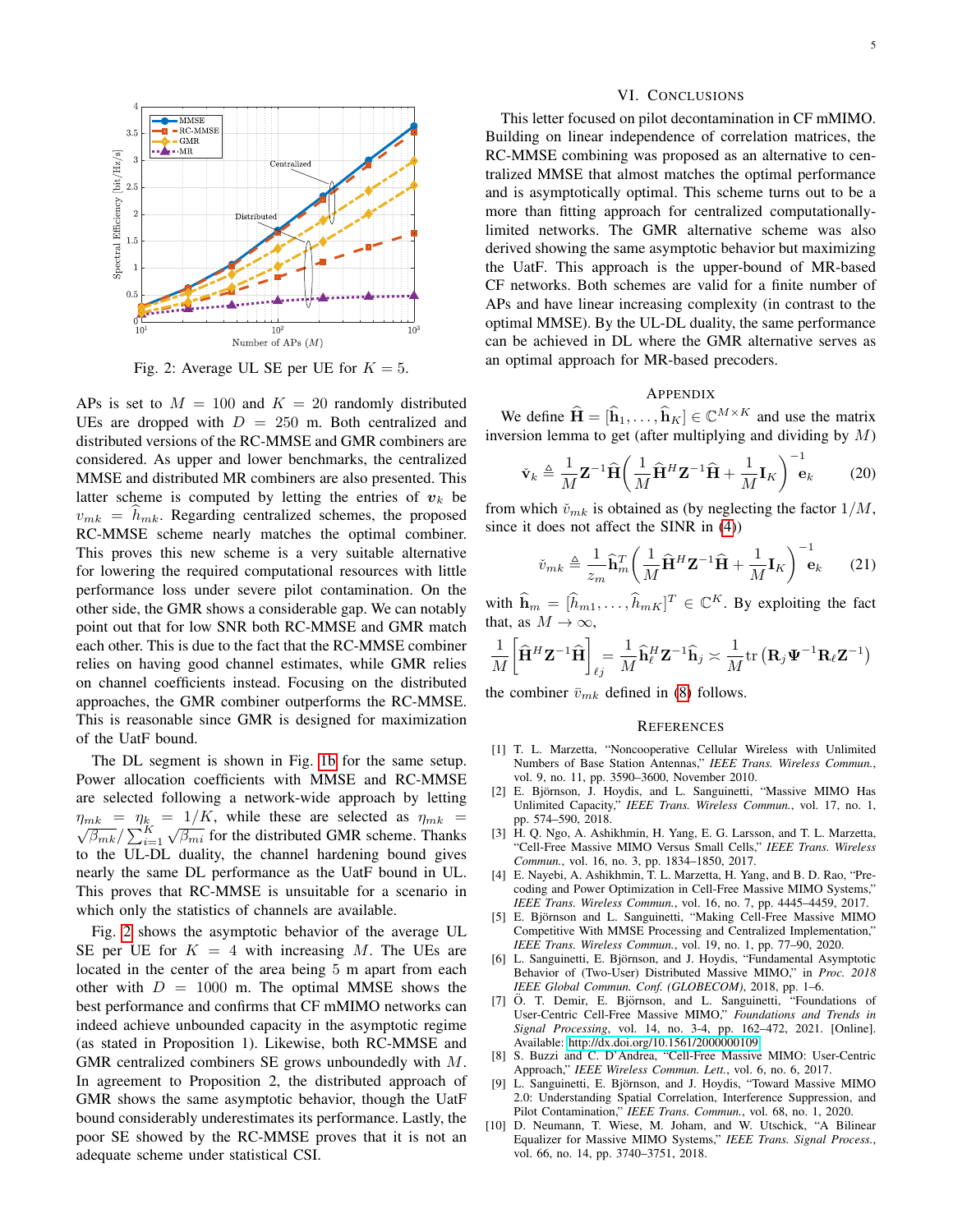MMSE
RC-MMSE
GMR
MR

Centralized

Distributed

Spectral Efficiency [bit/Hz/s]

Number of APs ($M$)

0
0.5
1
1.5
2
2.5
3
3.5
4

$10^1$
$10^2$
$10^3$

Fig. 2: Average UL SE per UE for $K = 5$.

APs is set to $M = 100$ and $K = 20$ randomly distributed UEs are dropped with $D = 250$ m. Both centralized and distributed versions of the RC-MMSE and GMR combiners are considered. As upper and lower benchmarks, the centralized MMSE and distributed MR combiners are also presented. This latter scheme is computed by letting the entries of $\boldsymbol{v}_k$ be $v_{mk} = \widehat{h}_{mk}$. Regarding centralized schemes, the proposed RC-MMSE scheme nearly matches the optimal combiner. This proves this new scheme is a very suitable alternative for lowering the required computational resources with little performance loss under severe pilot contamination. On the other side, the GMR shows a considerable gap. We can notably point out that for low SNR both RC-MMSE and GMR match each other. This is due to the fact that the RC-MMSE combiner relies on having good channel estimates, while GMR relies on channel coefficients instead. Focusing on the distributed approaches, the GMR combiner outperforms the RC-MMSE. This is reasonable since GMR is designed for maximization of the UatF bound.

The DL segment is shown in Fig. 1b for the same setup. Power allocation coefficients with MMSE and RC-MMSE are selected following a network-wide approach by letting $\eta_{mk} = \eta_k = 1/K$, while these are selected as $\eta_{mk} = \sqrt{\beta_{mk}}/\sum_{i=1}^{K}\sqrt{\beta_{mi}}$ for the distributed GMR scheme. Thanks to the UL-DL duality, the channel hardening bound gives nearly the same DL performance as the UatF bound in UL. This proves that RC-MMSE is unsuitable for a scenario in which only the statistics of channels are available.

Fig. 2 shows the asymptotic behavior of the average UL SE per UE for $K = 4$ with increasing $M$. The UEs are located in the center of the area being 5 m apart from each other with $D = 1000$ m. The optimal MMSE shows the best performance and confirms that CF mMIMO networks can indeed achieve unbounded capacity in the asymptotic regime (as stated in Proposition 1). Likewise, both RC-MMSE and GMR centralized combiners SE grows unboundedly with $M$. In agreement to Proposition 2, the distributed approach of GMR shows the same asymptotic behavior, though the UatF bound considerably underestimates its performance. Lastly, the poor SE showed by the RC-MMSE proves that it is not an adequate scheme under statistical CSI.

## VI. Conclusions

This letter focused on pilot decontamination in CF mMIMO. Building on linear independence of correlation matrices, the RC-MMSE combining was proposed as an alternative to centralized MMSE that almost matches the optimal performance and is asymptotically optimal. This scheme turns out to be a more than fitting approach for centralized computationally-limited networks. The GMR alternative scheme was also derived showing the same asymptotic behavior but maximizing the UatF. This approach is the upper-bound of MR-based CF networks. Both schemes are valid for a finite number of APs and have linear increasing complexity (in contrast to the optimal MMSE). By the UL-DL duality, the same performance can be achieved in DL where the GMR alternative serves as an optimal approach for MR-based precoders.

## Appendix

We define $\widehat{\mathbf{H}} = [\widehat{\mathbf{h}}_1, \ldots, \widehat{\mathbf{h}}_K] \in \mathbb{C}^{M \times K}$ and use the matrix inversion lemma to get (after multiplying and dividing by $M$)

$$\check{\mathbf{v}}_k \triangleq \frac{1}{M}\mathbf{Z}^{-1}\widehat{\mathbf{H}}\left(\frac{1}{M}\widehat{\mathbf{H}}^H\mathbf{Z}^{-1}\widehat{\mathbf{H}} + \frac{1}{M}\mathbf{I}_K\right)^{-1}\mathbf{e}_k \tag{20}$$

from which $\check{v}_{mk}$ is obtained as (by neglecting the factor $1/M$, since it does not affect the SINR in (4))

$$\check{v}_{mk} \triangleq \frac{1}{z_m}\widehat{\mathbf{h}}_m^T\left(\frac{1}{M}\widehat{\mathbf{H}}^H\mathbf{Z}^{-1}\widehat{\mathbf{H}} + \frac{1}{M}\mathbf{I}_K\right)^{-1}\mathbf{e}_k \tag{21}$$

with $\widehat{\mathbf{h}}_m = [\widehat{h}_{m1}, \ldots, \widehat{h}_{mK}]^T \in \mathbb{C}^K$. By exploiting the fact that, as $M \to \infty$,

$$\frac{1}{M}\left[\widehat{\mathbf{H}}^H\mathbf{Z}^{-1}\widehat{\mathbf{H}}\right]_{\ell j} = \frac{1}{M}\widehat{\mathbf{h}}_\ell^H\mathbf{Z}^{-1}\widehat{\mathbf{h}}_j \asymp \frac{1}{M}\mathrm{tr}\left(\mathbf{R}_j\mathbf{\Psi}^{-1}\mathbf{R}_\ell\mathbf{Z}^{-1}\right)$$

the combiner $\bar{v}_{mk}$ defined in (8) follows.

## References

[1] T. L. Marzetta, "Noncooperative Cellular Wireless with Unlimited Numbers of Base Station Antennas," *IEEE Trans. Wireless Commun.*, vol. 9, no. 11, pp. 3590–3600, November 2010.

[2] E. Björnson, J. Hoydis, and L. Sanguinetti, "Massive MIMO Has Unlimited Capacity," *IEEE Trans. Wireless Commun.*, vol. 17, no. 1, pp. 574–590, 2018.

[3] H. Q. Ngo, A. Ashikhmin, H. Yang, E. G. Larsson, and T. L. Marzetta, "Cell-Free Massive MIMO Versus Small Cells," *IEEE Trans. Wireless Commun.*, vol. 16, no. 3, pp. 1834–1850, 2017.

[4] E. Nayebi, A. Ashikhmin, T. L. Marzetta, H. Yang, and B. D. Rao, "Precoding and Power Optimization in Cell-Free Massive MIMO Systems," *IEEE Trans. Wireless Commun.*, vol. 16, no. 7, pp. 4445–4459, 2017.

[5] E. Björnson and L. Sanguinetti, "Making Cell-Free Massive MIMO Competitive With MMSE Processing and Centralized Implementation," *IEEE Trans. Wireless Commun.*, vol. 19, no. 1, pp. 77–90, 2020.

[6] L. Sanguinetti, E. Björnson, and J. Hoydis, "Fundamental Asymptotic Behavior of (Two-User) Distributed Massive MIMO," in *Proc. 2018 IEEE Global Commun. Conf. (GLOBECOM)*, 2018, pp. 1–6.

[7] Ö. T. Demir, E. Björnson, and L. Sanguinetti, "Foundations of User-Centric Cell-Free Massive MIMO," *Foundations and Trends in Signal Processing*, vol. 14, no. 3-4, pp. 162–472, 2021. [Online]. Available: http://dx.doi.org/10.1561/2000000109

[8] S. Buzzi and C. D'Andrea, "Cell-Free Massive MIMO: User-Centric Approach," *IEEE Wireless Commun. Lett.*, vol. 6, no. 6, 2017.

[9] L. Sanguinetti, E. Björnson, and J. Hoydis, "Toward Massive MIMO 2.0: Understanding Spatial Correlation, Interference Suppression, and Pilot Contamination," *IEEE Trans. Commun.*, vol. 68, no. 1, 2020.

[10] D. Neumann, T. Wiese, M. Joham, and W. Utschick, "A Bilinear Equalizer for Massive MIMO Systems," *IEEE Trans. Signal Process.*, vol. 66, no. 14, pp. 3740–3751, 2018.